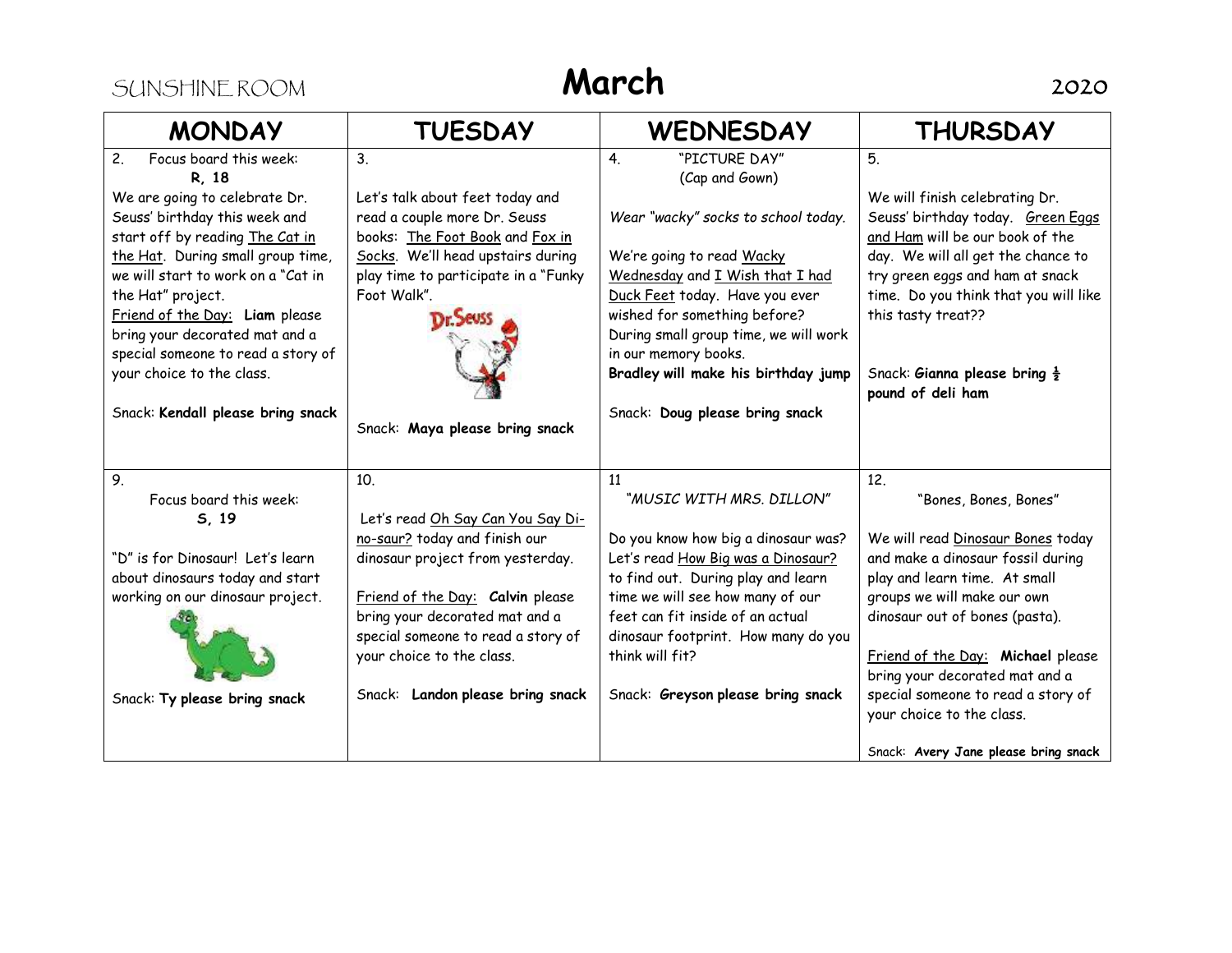SUNSHINE ROOM **March** 2020

| MONDAY | TUESDAY | WEDNESDAY | THURSDAY |
|---|---|---|---|
| 2. Focus board this week: **R, 18**<br><br>We are going to celebrate Dr. Seuss' birthday this week and start off by reading The Cat in the Hat. During small group time, we will start to work on a "Cat in the Hat" project.<br>Friend of the Day: **Liam** please bring your decorated mat and a special someone to read a story of your choice to the class.<br><br>Snack: **Kendall please bring snack** | 3.<br><br>Let's talk about feet today and read a couple more Dr. Seuss books: The Foot Book and Fox in Socks. We'll head upstairs during play time to participate in a "Funky Foot Walk".<br><br>Snack: **Maya please bring snack** | 4. "PICTURE DAY" (Cap and Gown)<br><br>*Wear "wacky" socks to school today.*<br><br>We're going to read Wacky Wednesday and I Wish that I had Duck Feet today. Have you ever wished for something before? During small group time, we will work in our memory books.<br>**Bradley will make his birthday jump**<br><br>Snack: **Doug please bring snack** | 5.<br><br>We will finish celebrating Dr. Seuss' birthday today. Green Eggs and Ham will be our book of the day. We will all get the chance to try green eggs and ham at snack time. Do you think that you will like this tasty treat??<br><br>Snack: **Gianna please bring ½ pound of deli ham** |
| 9. Focus board this week: **S, 19**<br><br>"D" is for Dinosaur! Let's learn about dinosaurs today and start working on our dinosaur project.<br><br>Snack: **Ty please bring snack** | 10.<br><br>Let's read Oh Say Can You Say Di-no-saur? today and finish our dinosaur project from yesterday.<br><br>Friend of the Day: **Calvin** please bring your decorated mat and a special someone to read a story of your choice to the class.<br><br>Snack: **Landon please bring snack** | 11 *"MUSIC WITH MRS. DILLON"*<br><br>Do you know how big a dinosaur was? Let's read How Big was a Dinosaur? to find out. During play and learn time we will see how many of our feet can fit inside of an actual dinosaur footprint. How many do you think will fit?<br><br>Snack: **Greyson please bring snack** | 12. "Bones, Bones, Bones"<br><br>We will read Dinosaur Bones today and make a dinosaur fossil during play and learn time. At small groups we will make our own dinosaur out of bones (pasta).<br><br>Friend of the Day: **Michael** please bring your decorated mat and a special someone to read a story of your choice to the class.<br><br>Snack: **Avery Jane please bring snack** |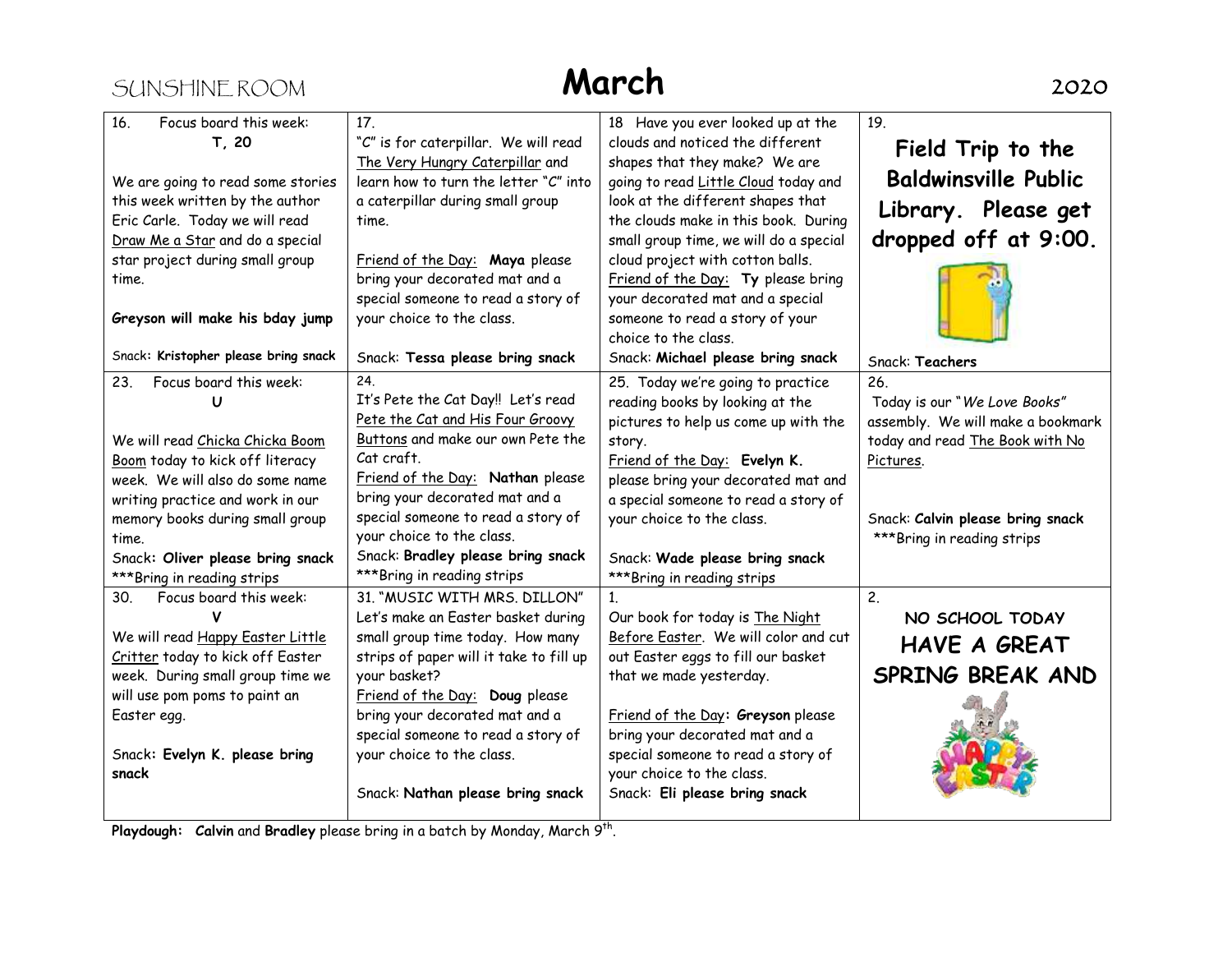SUNSHINE ROOM **March** 2020

| | | | |
|---|---|---|---|
| 16. Focus board this week: **T, 20**<br><br>We are going to read some stories this week written by the author Eric Carle. Today we will read Draw Me a Star and do a special star project during small group time.<br><br>**Greyson will make his bday jump**<br><br>Snack: **Kristopher please bring snack** | 17.<br>"C" is for caterpillar. We will read The Very Hungry Caterpillar and learn how to turn the letter "C" into a caterpillar during small group time.<br><br>Friend of the Day: **Maya** please bring your decorated mat and a special someone to read a story of your choice to the class.<br><br>Snack: **Tessa please bring snack** | 18 Have you ever looked up at the clouds and noticed the different shapes that they make? We are going to read Little Cloud today and look at the different shapes that the clouds make in this book. During small group time, we will do a special cloud project with cotton balls.<br>Friend of the Day: **Ty** please bring your decorated mat and a special someone to read a story of your choice to the class.<br>Snack: **Michael please bring snack** | 19.<br>**Field Trip to the Baldwinsville Public Library. Please get dropped off at 9:00.**<br><br>Snack: **Teachers** |
| 23. Focus board this week: **U**<br><br>We will read Chicka Chicka Boom Boom today to kick off literacy week. We will also do some name writing practice and work in our memory books during small group time.<br>Snack: **Oliver please bring snack**<br>***Bring in reading strips | 24.<br>It's Pete the Cat Day!! Let's read Pete the Cat and His Four Groovy Buttons and make our own Pete the Cat craft.<br>Friend of the Day: **Nathan** please bring your decorated mat and a special someone to read a story of your choice to the class.<br>Snack: **Bradley please bring snack**<br>***Bring in reading strips | 25. Today we're going to practice reading books by looking at the pictures to help us come up with the story.<br>Friend of the Day: **Evelyn K.** please bring your decorated mat and a special someone to read a story of your choice to the class.<br><br>Snack: **Wade please bring snack**<br>***Bring in reading strips | 26.<br>Today is our "*We Love Books*" assembly. We will make a bookmark today and read The Book with No Pictures.<br><br>Snack: **Calvin please bring snack**<br>***Bring in reading strips |
| 30. Focus board this week: **V**<br>We will read Happy Easter Little Critter today to kick off Easter week. During small group time we will use pom poms to paint an Easter egg.<br><br>Snack: **Evelyn K. please bring snack** | 31. "MUSIC WITH MRS. DILLON"<br>Let's make an Easter basket during small group time today. How many strips of paper will it take to fill up your basket?<br>Friend of the Day: **Doug** please bring your decorated mat and a special someone to read a story of your choice to the class.<br><br>Snack: **Nathan please bring snack** | 1.<br>Our book for today is The Night Before Easter. We will color and cut out Easter eggs to fill our basket that we made yesterday.<br><br>Friend of the Day: **Greyson** please bring your decorated mat and a special someone to read a story of your choice to the class.<br>Snack: **Eli please bring snack** | 2.<br>**NO SCHOOL TODAY**<br>**HAVE A GREAT SPRING BREAK AND** |

**Playdough:** **Calvin** and **Bradley** please bring in a batch by Monday, March 9th.